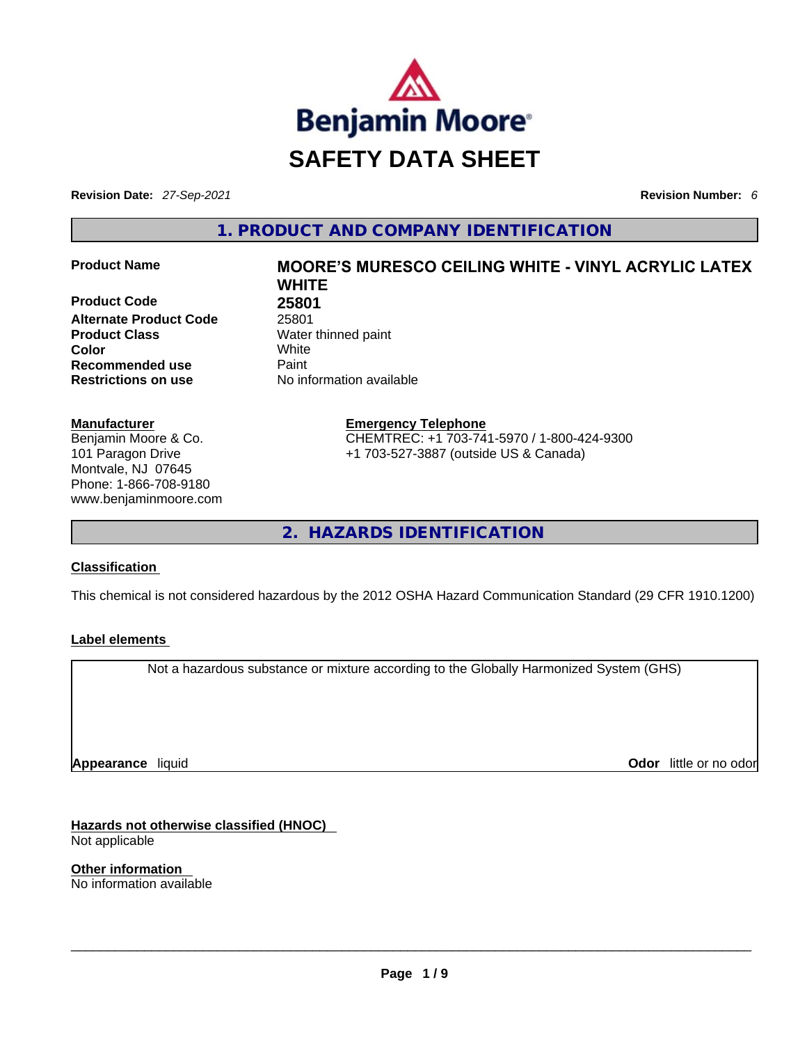Benjamin Moore®

# SAFETY DATA SHEET

**Revision Date:** *27-Sep-2021*

**Revision Number:** *6*

## 1. PRODUCT AND COMPANY IDENTIFICATION

| | |
|---|---|
| **Product Name** | **MOORE'S MURESCO CEILING WHITE - VINYL ACRYLIC LATEX WHITE** |
| **Product Code** | **25801** |
| **Alternate Product Code** | 25801 |
| **Product Class** | Water thinned paint |
| **Color** | White |
| **Recommended use** | Paint |
| **Restrictions on use** | No information available |

**Manufacturer**
Benjamin Moore & Co.
101 Paragon Drive
Montvale, NJ 07645
Phone: 1-866-708-9180
www.benjaminmoore.com

**Emergency Telephone**
CHEMTREC: +1 703-741-5970 / 1-800-424-9300
+1 703-527-3887 (outside US & Canada)

## 2. HAZARDS IDENTIFICATION

**Classification**

This chemical is not considered hazardous by the 2012 OSHA Hazard Communication Standard (29 CFR 1910.1200)

**Label elements**

Not a hazardous substance or mixture according to the Globally Harmonized System (GHS)

**Appearance** liquid

**Odor** little or no odor

**Hazards not otherwise classified (HNOC)**
Not applicable

**Other information**
No information available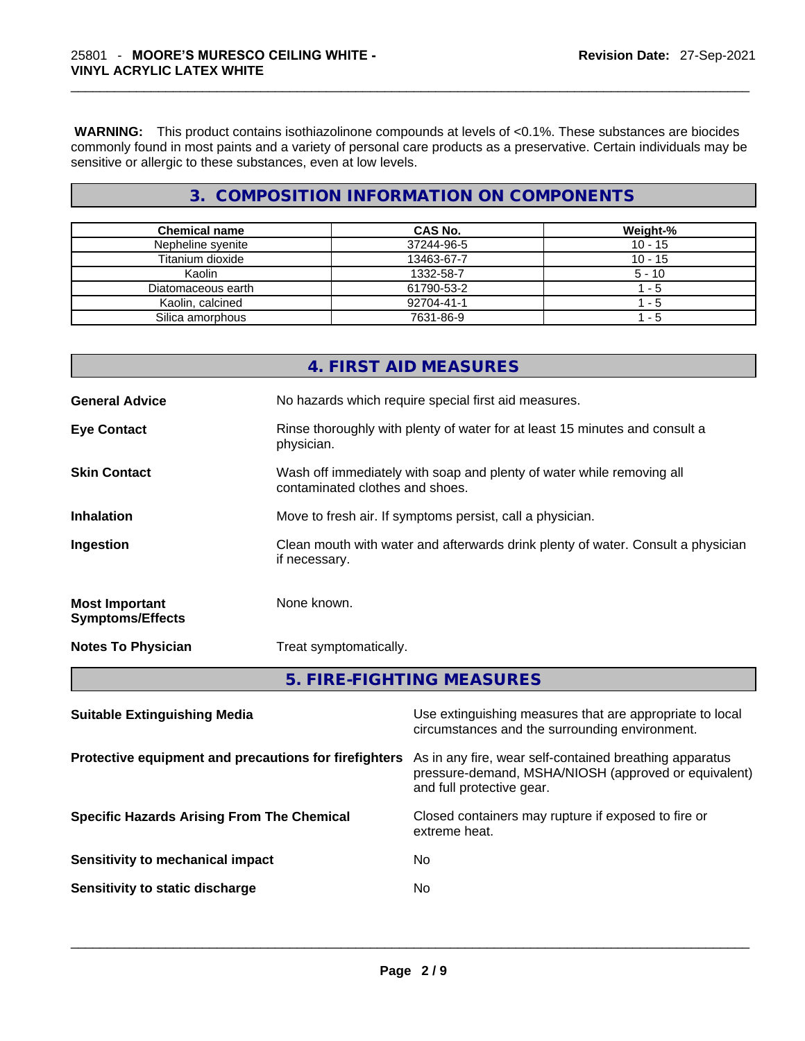**WARNING:** This product contains isothiazolinone compounds at levels of <0.1%. These substances are biocides commonly found in most paints and a variety of personal care products as a preservative. Certain individuals may be sensitive or allergic to these substances, even at low levels.

## 3. COMPOSITION INFORMATION ON COMPONENTS

| Chemical name | CAS No. | Weight-% |
|---|---|---|
| Nepheline syenite | 37244-96-5 | 10 - 15 |
| Titanium dioxide | 13463-67-7 | 10 - 15 |
| Kaolin | 1332-58-7 | 5 - 10 |
| Diatomaceous earth | 61790-53-2 | 1 - 5 |
| Kaolin, calcined | 92704-41-1 | 1 - 5 |
| Silica amorphous | 7631-86-9 | 1 - 5 |

## 4. FIRST AID MEASURES

**General Advice** No hazards which require special first aid measures.

**Eye Contact** Rinse thoroughly with plenty of water for at least 15 minutes and consult a physician.

**Skin Contact** Wash off immediately with soap and plenty of water while removing all contaminated clothes and shoes.

**Inhalation** Move to fresh air. If symptoms persist, call a physician.

**Ingestion** Clean mouth with water and afterwards drink plenty of water. Consult a physician if necessary.

**Most Important Symptoms/Effects** None known.

**Notes To Physician** Treat symptomatically.

## 5. FIRE-FIGHTING MEASURES

**Suitable Extinguishing Media** Use extinguishing measures that are appropriate to local circumstances and the surrounding environment.

**Protective equipment and precautions for firefighters** As in any fire, wear self-contained breathing apparatus pressure-demand, MSHA/NIOSH (approved or equivalent) and full protective gear.

**Specific Hazards Arising From The Chemical** Closed containers may rupture if exposed to fire or extreme heat.

**Sensitivity to mechanical impact** No

**Sensitivity to static discharge** No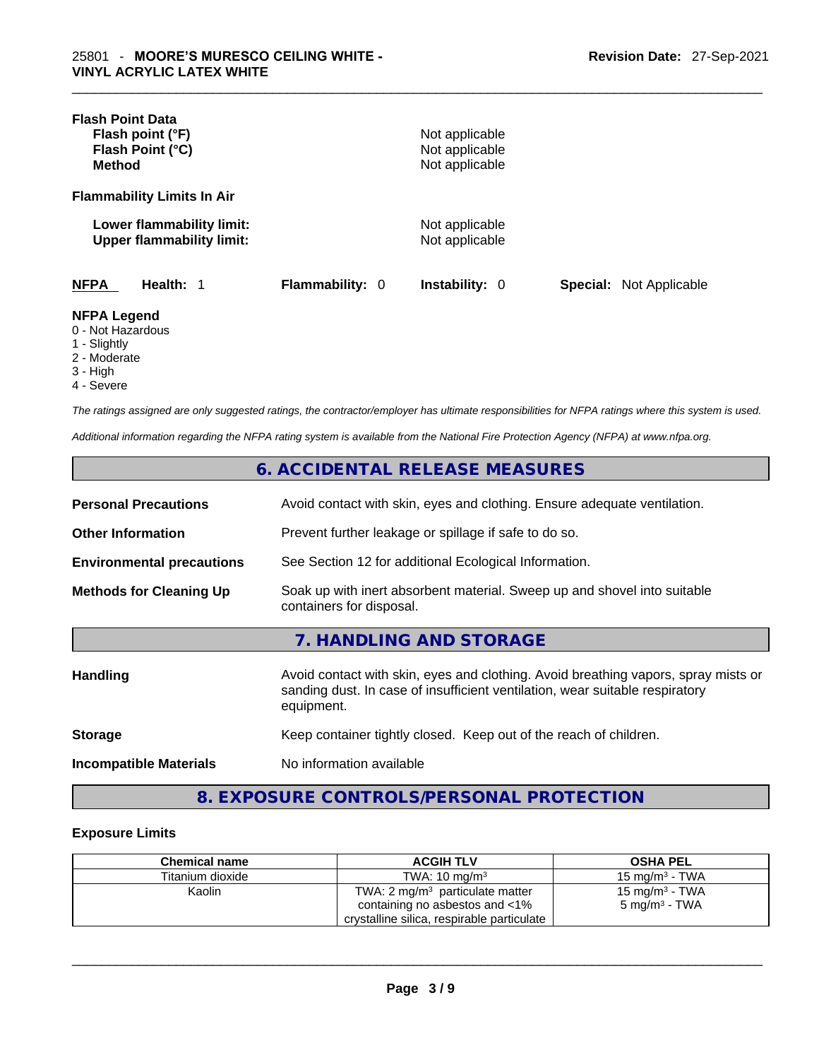**Flash Point Data**

| | |
|---|---|
| **Flash point (°F)** | Not applicable |
| **Flash Point (°C)** | Not applicable |
| **Method** | Not applicable |

**Flammability Limits In Air**

| | |
|---|---|
| **Lower flammability limit:** | Not applicable |
| **Upper flammability limit:** | Not applicable |

**NFPA** **Health:** 1 **Flammability:** 0 **Instability:** 0 **Special:** Not Applicable

**NFPA Legend**

- 0 - Not Hazardous
- 1 - Slightly
- 2 - Moderate
- 3 - High
- 4 - Severe

*The ratings assigned are only suggested ratings, the contractor/employer has ultimate responsibilities for NFPA ratings where this system is used.*

*Additional information regarding the NFPA rating system is available from the National Fire Protection Agency (NFPA) at www.nfpa.org.*

## 6. ACCIDENTAL RELEASE MEASURES

| | |
|---|---|
| **Personal Precautions** | Avoid contact with skin, eyes and clothing. Ensure adequate ventilation. |
| **Other Information** | Prevent further leakage or spillage if safe to do so. |
| **Environmental precautions** | See Section 12 for additional Ecological Information. |
| **Methods for Cleaning Up** | Soak up with inert absorbent material. Sweep up and shovel into suitable containers for disposal. |

## 7. HANDLING AND STORAGE

| | |
|---|---|
| **Handling** | Avoid contact with skin, eyes and clothing. Avoid breathing vapors, spray mists or sanding dust. In case of insufficient ventilation, wear suitable respiratory equipment. |
| **Storage** | Keep container tightly closed. Keep out of the reach of children. |
| **Incompatible Materials** | No information available |

## 8. EXPOSURE CONTROLS/PERSONAL PROTECTION

**Exposure Limits**

| Chemical name | ACGIH TLV | OSHA PEL |
|---|---|---|
| Titanium dioxide | TWA: 10 mg/m³ | 15 mg/m³ - TWA |
| Kaolin | TWA: 2 mg/m³ particulate matter containing no asbestos and <1% crystalline silica, respirable particulate | 15 mg/m³ - TWA<br>5 mg/m³ - TWA |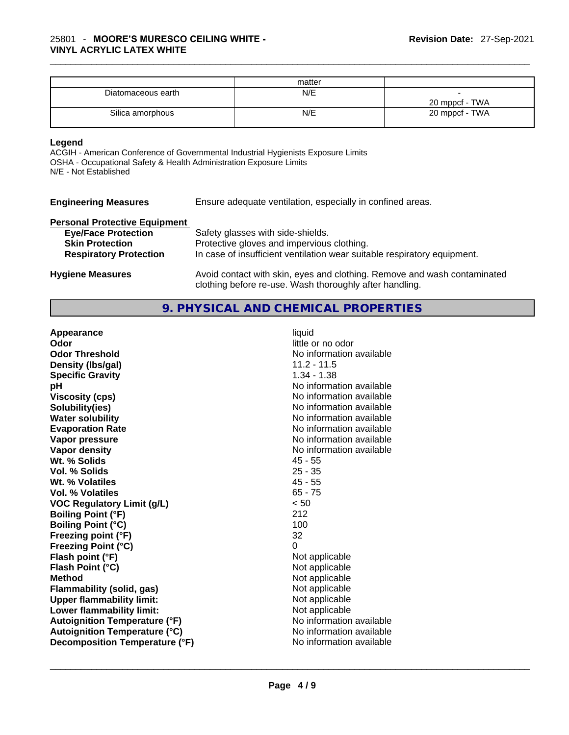| | matter | |
|---|---|---|
| Diatomaceous earth | N/E | -<br>20 mppcf - TWA |
| Silica amorphous | N/E | 20 mppcf - TWA |

**Legend**

ACGIH - American Conference of Governmental Industrial Hygienists Exposure Limits
OSHA - Occupational Safety & Health Administration Exposure Limits
N/E - Not Established

**Engineering Measures** Ensure adequate ventilation, especially in confined areas.

**Personal Protective Equipment**

**Eye/Face Protection** Safety glasses with side-shields.
**Skin Protection** Protective gloves and impervious clothing.
**Respiratory Protection** In case of insufficient ventilation wear suitable respiratory equipment.

**Hygiene Measures** Avoid contact with skin, eyes and clothing. Remove and wash contaminated clothing before re-use. Wash thoroughly after handling.

## 9. PHYSICAL AND CHEMICAL PROPERTIES

| | |
|---|---|
| **Appearance** | liquid |
| **Odor** | little or no odor |
| **Odor Threshold** | No information available |
| **Density (lbs/gal)** | 11.2 - 11.5 |
| **Specific Gravity** | 1.34 - 1.38 |
| **pH** | No information available |
| **Viscosity (cps)** | No information available |
| **Solubility(ies)** | No information available |
| **Water solubility** | No information available |
| **Evaporation Rate** | No information available |
| **Vapor pressure** | No information available |
| **Vapor density** | No information available |
| **Wt. % Solids** | 45 - 55 |
| **Vol. % Solids** | 25 - 35 |
| **Wt. % Volatiles** | 45 - 55 |
| **Vol. % Volatiles** | 65 - 75 |
| **VOC Regulatory Limit (g/L)** | < 50 |
| **Boiling Point (°F)** | 212 |
| **Boiling Point (°C)** | 100 |
| **Freezing point (°F)** | 32 |
| **Freezing Point (°C)** | 0 |
| **Flash point (°F)** | Not applicable |
| **Flash Point (°C)** | Not applicable |
| **Method** | Not applicable |
| **Flammability (solid, gas)** | Not applicable |
| **Upper flammability limit:** | Not applicable |
| **Lower flammability limit:** | Not applicable |
| **Autoignition Temperature (°F)** | No information available |
| **Autoignition Temperature (°C)** | No information available |
| **Decomposition Temperature (°F)** | No information available |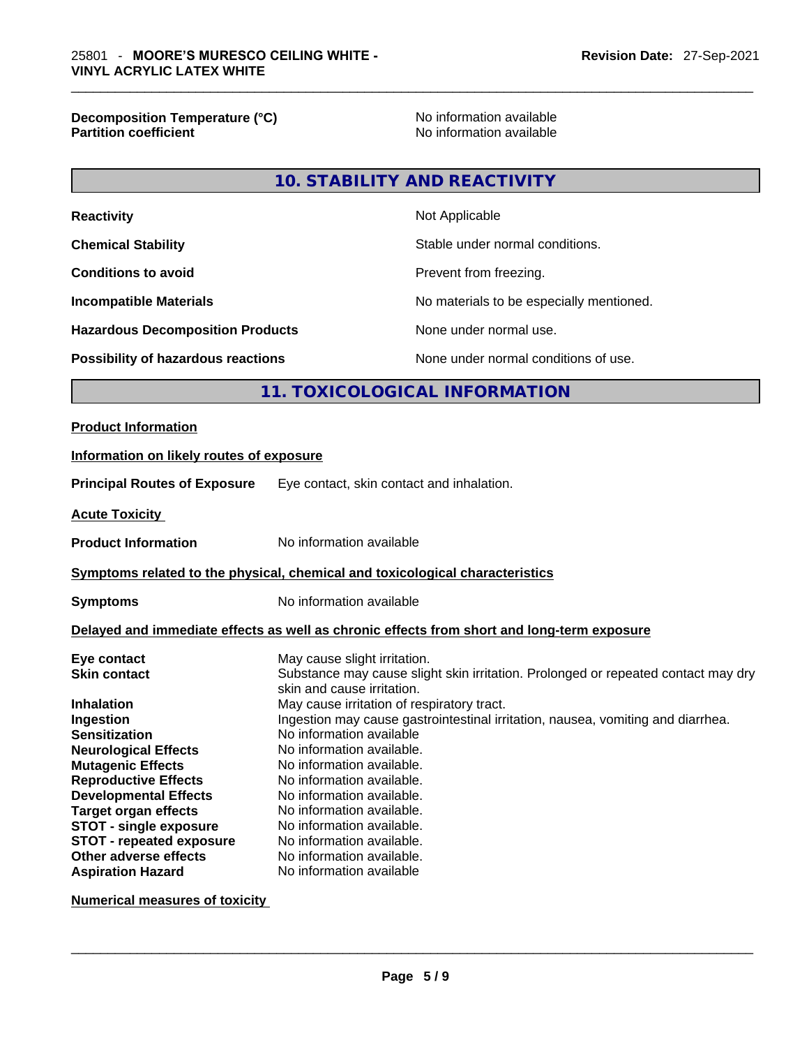| | |
|---|---|
| **Decomposition Temperature (°C)** | No information available |
| **Partition coefficient** | No information available |

## 10. STABILITY AND REACTIVITY

| | |
|---|---|
| **Reactivity** | Not Applicable |
| **Chemical Stability** | Stable under normal conditions. |
| **Conditions to avoid** | Prevent from freezing. |
| **Incompatible Materials** | No materials to be especially mentioned. |
| **Hazardous Decomposition Products** | None under normal use. |
| **Possibility of hazardous reactions** | None under normal conditions of use. |

## 11. TOXICOLOGICAL INFORMATION

**Product Information**

**Information on likely routes of exposure**

**Principal Routes of Exposure** Eye contact, skin contact and inhalation.

**Acute Toxicity**

**Product Information** No information available

**Symptoms related to the physical, chemical and toxicological characteristics**

**Symptoms** No information available

**Delayed and immediate effects as well as chronic effects from short and long-term exposure**

| | |
|---|---|
| **Eye contact** | May cause slight irritation. |
| **Skin contact** | Substance may cause slight skin irritation. Prolonged or repeated contact may dry skin and cause irritation. |
| **Inhalation** | May cause irritation of respiratory tract. |
| **Ingestion** | Ingestion may cause gastrointestinal irritation, nausea, vomiting and diarrhea. |
| **Sensitization** | No information available |
| **Neurological Effects** | No information available. |
| **Mutagenic Effects** | No information available. |
| **Reproductive Effects** | No information available. |
| **Developmental Effects** | No information available. |
| **Target organ effects** | No information available. |
| **STOT - single exposure** | No information available. |
| **STOT - repeated exposure** | No information available. |
| **Other adverse effects** | No information available. |
| **Aspiration Hazard** | No information available |

**Numerical measures of toxicity**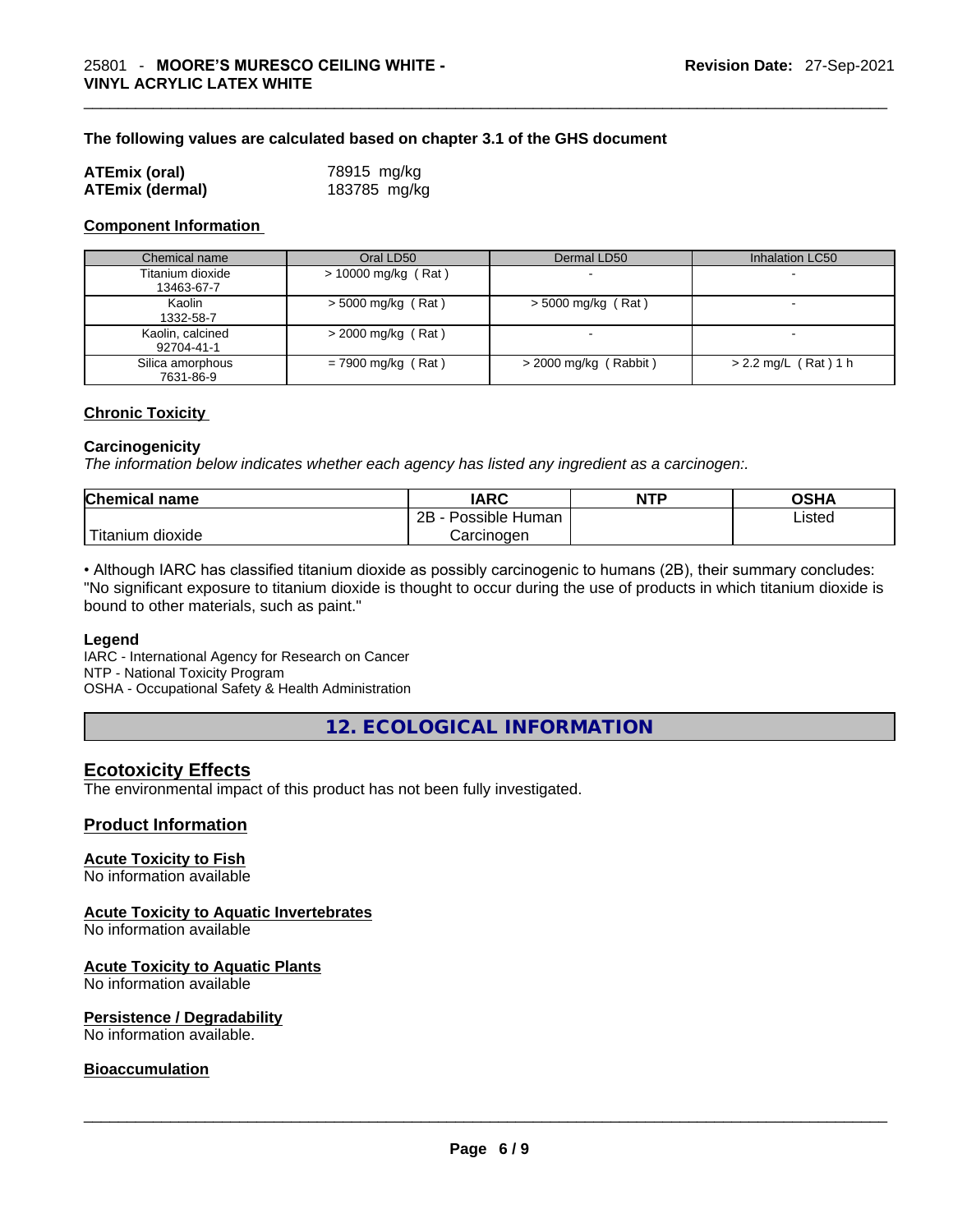**The following values are calculated based on chapter 3.1 of the GHS document**

| | |
|---|---|
| **ATEmix (oral)** | 78915 mg/kg |
| **ATEmix (dermal)** | 183785 mg/kg |

**Component Information**

| Chemical name | Oral LD50 | Dermal LD50 | Inhalation LC50 |
|---|---|---|---|
| Titanium dioxide 13463-67-7 | > 10000 mg/kg ( Rat ) | - | - |
| Kaolin 1332-58-7 | > 5000 mg/kg ( Rat ) | > 5000 mg/kg ( Rat ) | - |
| Kaolin, calcined 92704-41-1 | > 2000 mg/kg ( Rat ) | - | - |
| Silica amorphous 7631-86-9 | = 7900 mg/kg ( Rat ) | > 2000 mg/kg ( Rabbit ) | > 2.2 mg/L ( Rat ) 1 h |

**Chronic Toxicity**

**Carcinogenicity**

*The information below indicates whether each agency has listed any ingredient as a carcinogen:.*

| Chemical name | IARC | NTP | OSHA |
|---|---|---|---|
| Titanium dioxide | 2B - Possible Human Carcinogen | | Listed |

• Although IARC has classified titanium dioxide as possibly carcinogenic to humans (2B), their summary concludes: "No significant exposure to titanium dioxide is thought to occur during the use of products in which titanium dioxide is bound to other materials, such as paint."

**Legend**

IARC - International Agency for Research on Cancer
NTP - National Toxicity Program
OSHA - Occupational Safety & Health Administration

## 12. ECOLOGICAL INFORMATION

### Ecotoxicity Effects

The environmental impact of this product has not been fully investigated.

### Product Information

**Acute Toxicity to Fish**

No information available

**Acute Toxicity to Aquatic Invertebrates**

No information available

**Acute Toxicity to Aquatic Plants**

No information available

**Persistence / Degradability**

No information available.

**Bioaccumulation**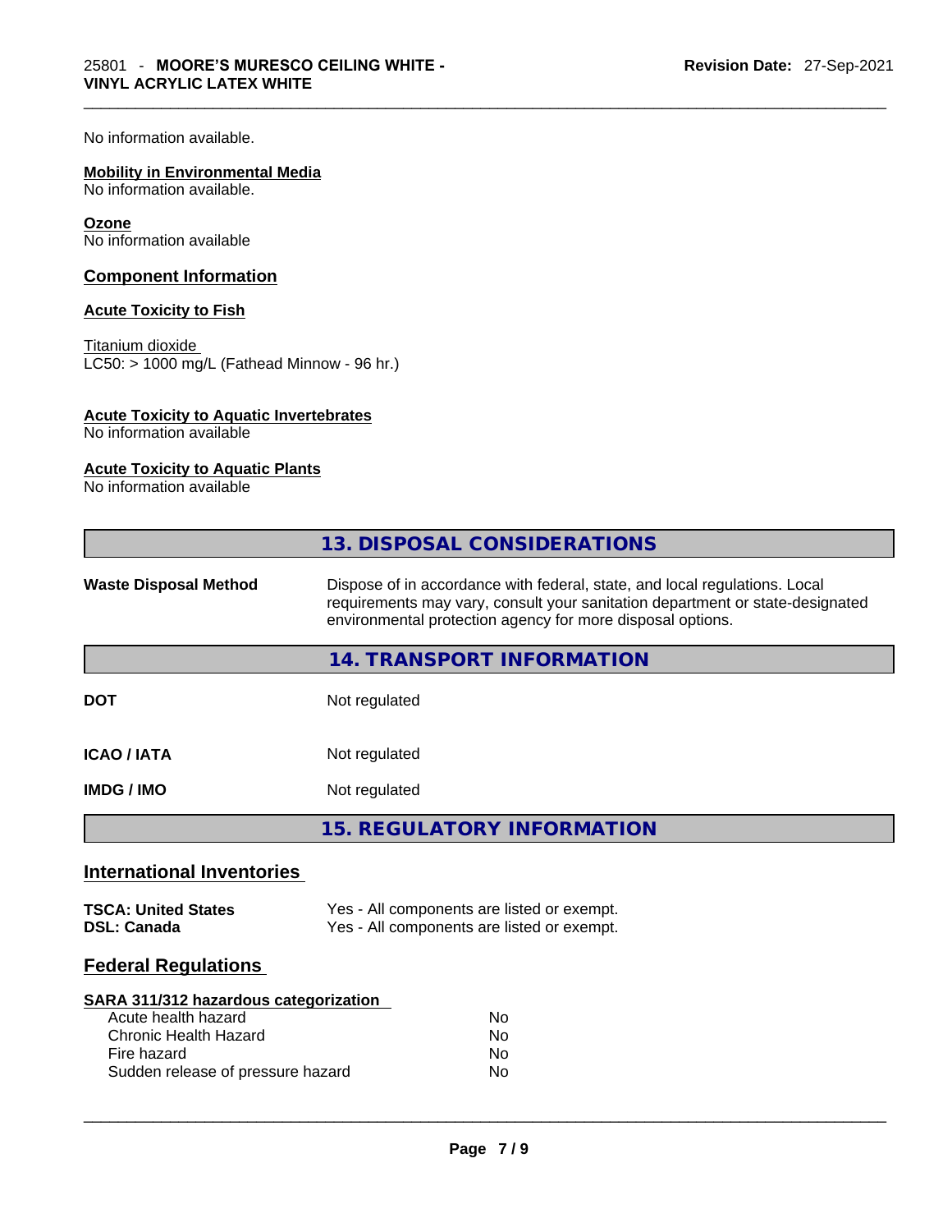No information available.

**Mobility in Environmental Media**
No information available.

**Ozone**
No information available

## Component Information

**Acute Toxicity to Fish**

Titanium dioxide
LC50: > 1000 mg/L (Fathead Minnow - 96 hr.)

**Acute Toxicity to Aquatic Invertebrates**
No information available

**Acute Toxicity to Aquatic Plants**
No information available

## 13. DISPOSAL CONSIDERATIONS

| | |
|---|---|
| **Waste Disposal Method** | Dispose of in accordance with federal, state, and local regulations. Local requirements may vary, consult your sanitation department or state-designated environmental protection agency for more disposal options. |

## 14. TRANSPORT INFORMATION

| | |
|---|---|
| **DOT** | Not regulated |
| **ICAO / IATA** | Not regulated |
| **IMDG / IMO** | Not regulated |

## 15. REGULATORY INFORMATION

### International Inventories

| | |
|---|---|
| **TSCA: United States** | Yes - All components are listed or exempt. |
| **DSL: Canada** | Yes - All components are listed or exempt. |

### Federal Regulations

**SARA 311/312 hazardous categorization**

| | |
|---|---|
| Acute health hazard | No |
| Chronic Health Hazard | No |
| Fire hazard | No |
| Sudden release of pressure hazard | No |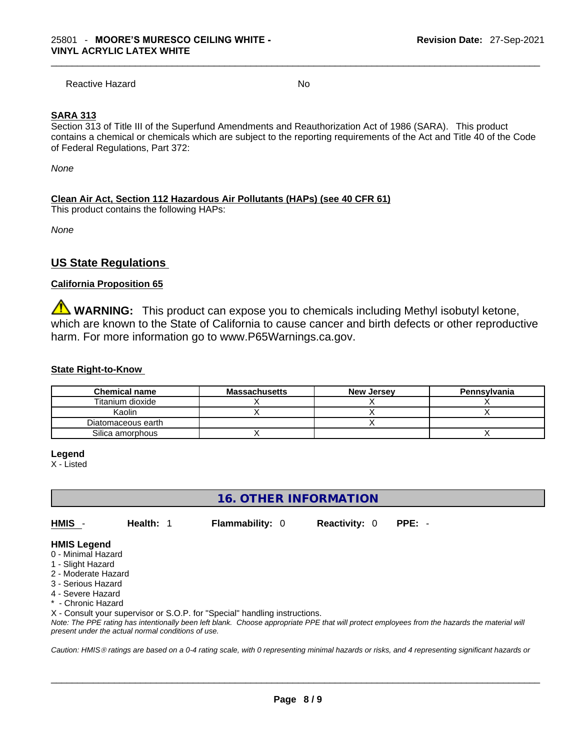Reactive Hazard No

**SARA 313**

Section 313 of Title III of the Superfund Amendments and Reauthorization Act of 1986 (SARA). This product contains a chemical or chemicals which are subject to the reporting requirements of the Act and Title 40 of the Code of Federal Regulations, Part 372:

*None*

**Clean Air Act, Section 112 Hazardous Air Pollutants (HAPs) (see 40 CFR 61)**

This product contains the following HAPs:

*None*

## US State Regulations

**California Proposition 65**

⚠ **WARNING:** This product can expose you to chemicals including Methyl isobutyl ketone, which are known to the State of California to cause cancer and birth defects or other reproductive harm. For more information go to www.P65Warnings.ca.gov.

**State Right-to-Know**

| Chemical name | Massachusetts | New Jersey | Pennsylvania |
|---|---|---|---|
| Titanium dioxide | X | X | X |
| Kaolin | X | X | X |
| Diatomaceous earth | | X | |
| Silica amorphous | X | | X |

**Legend**

X - Listed

## 16. OTHER INFORMATION

**HMIS** - **Health:** 1 **Flammability:** 0 **Reactivity:** 0 **PPE:** -

**HMIS Legend**

0 - Minimal Hazard
1 - Slight Hazard
2 - Moderate Hazard
3 - Serious Hazard
4 - Severe Hazard
* - Chronic Hazard
X - Consult your supervisor or S.O.P. for "Special" handling instructions.

*Note: The PPE rating has intentionally been left blank. Choose appropriate PPE that will protect employees from the hazards the material will present under the actual normal conditions of use.*

*Caution: HMIS® ratings are based on a 0-4 rating scale, with 0 representing minimal hazards or risks, and 4 representing significant hazards or*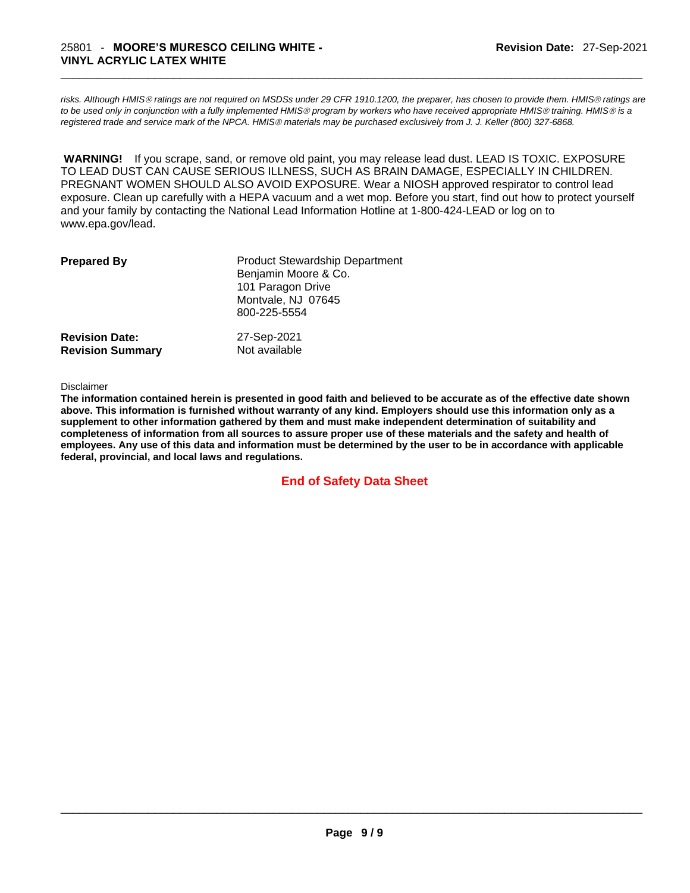*risks. Although HMIS® ratings are not required on MSDSs under 29 CFR 1910.1200, the preparer, has chosen to provide them. HMIS® ratings are to be used only in conjunction with a fully implemented HMIS® program by workers who have received appropriate HMIS® training. HMIS® is a registered trade and service mark of the NPCA. HMIS® materials may be purchased exclusively from J. J. Keller (800) 327-6868.*

**WARNING!** If you scrape, sand, or remove old paint, you may release lead dust. LEAD IS TOXIC. EXPOSURE TO LEAD DUST CAN CAUSE SERIOUS ILLNESS, SUCH AS BRAIN DAMAGE, ESPECIALLY IN CHILDREN. PREGNANT WOMEN SHOULD ALSO AVOID EXPOSURE. Wear a NIOSH approved respirator to control lead exposure. Clean up carefully with a HEPA vacuum and a wet mop. Before you start, find out how to protect yourself and your family by contacting the National Lead Information Hotline at 1-800-424-LEAD or log on to www.epa.gov/lead.

| | |
|---|---|
| **Prepared By** | Product Stewardship Department<br>Benjamin Moore & Co.<br>101 Paragon Drive<br>Montvale, NJ 07645<br>800-225-5554 |
| **Revision Date:** | 27-Sep-2021 |
| **Revision Summary** | Not available |

Disclaimer

**The information contained herein is presented in good faith and believed to be accurate as of the effective date shown above. This information is furnished without warranty of any kind. Employers should use this information only as a supplement to other information gathered by them and must make independent determination of suitability and completeness of information from all sources to assure proper use of these materials and the safety and health of employees. Any use of this data and information must be determined by the user to be in accordance with applicable federal, provincial, and local laws and regulations.**

**End of Safety Data Sheet**